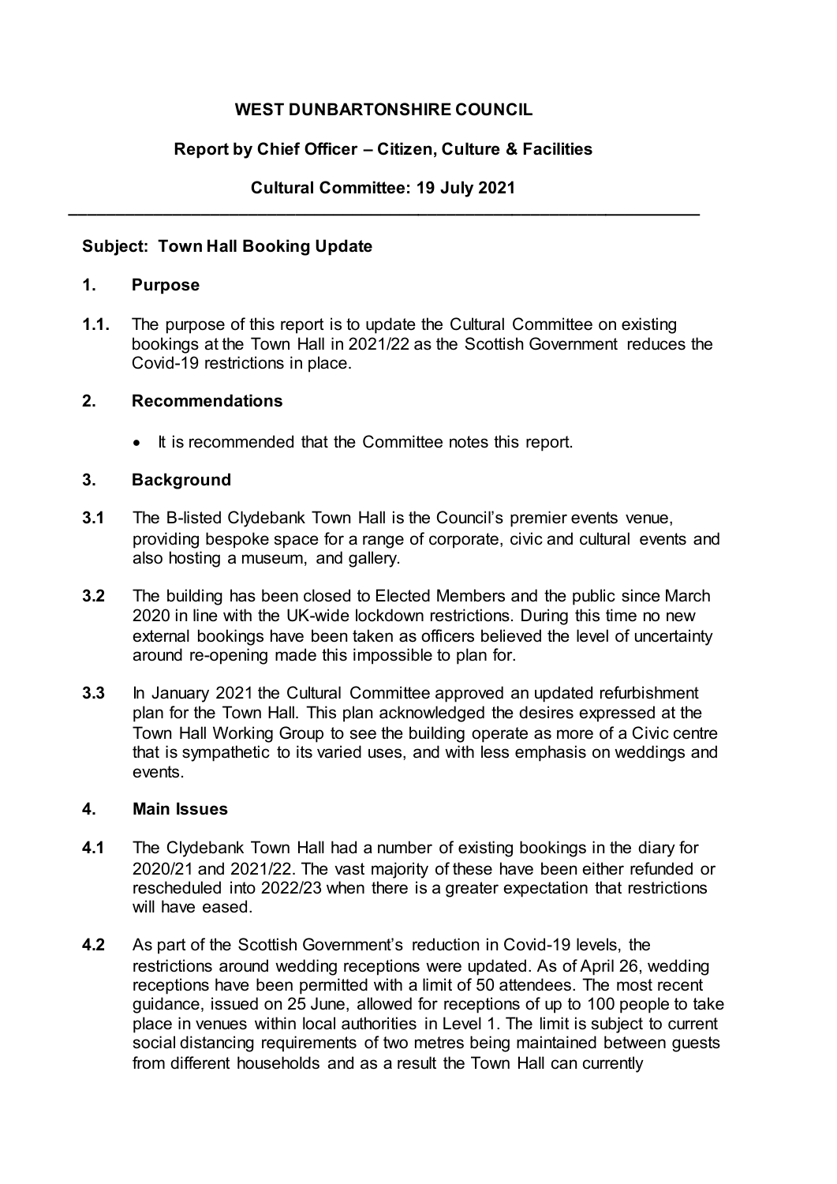**WEST DUNBARTONSHIRE COUNCIL**

**Report by Chief Officer – Citizen, Culture & Facilities**

**Cultural Committee: 19 July 2021**

---

**Subject: Town Hall Booking Update**

## 1. Purpose

**1.1.** The purpose of this report is to update the Cultural Committee on existing bookings at the Town Hall in 2021/22 as the Scottish Government reduces the Covid-19 restrictions in place.

## 2. Recommendations

- It is recommended that the Committee notes this report.

## 3. Background

**3.1** The B-listed Clydebank Town Hall is the Council's premier events venue, providing bespoke space for a range of corporate, civic and cultural events and also hosting a museum, and gallery.

**3.2** The building has been closed to Elected Members and the public since March 2020 in line with the UK-wide lockdown restrictions. During this time no new external bookings have been taken as officers believed the level of uncertainty around re-opening made this impossible to plan for.

**3.3** In January 2021 the Cultural Committee approved an updated refurbishment plan for the Town Hall. This plan acknowledged the desires expressed at the Town Hall Working Group to see the building operate as more of a Civic centre that is sympathetic to its varied uses, and with less emphasis on weddings and events.

## 4. Main Issues

**4.1** The Clydebank Town Hall had a number of existing bookings in the diary for 2020/21 and 2021/22. The vast majority of these have been either refunded or rescheduled into 2022/23 when there is a greater expectation that restrictions will have eased.

**4.2** As part of the Scottish Government's reduction in Covid-19 levels, the restrictions around wedding receptions were updated. As of April 26, wedding receptions have been permitted with a limit of 50 attendees. The most recent guidance, issued on 25 June, allowed for receptions of up to 100 people to take place in venues within local authorities in Level 1. The limit is subject to current social distancing requirements of two metres being maintained between guests from different households and as a result the Town Hall can currently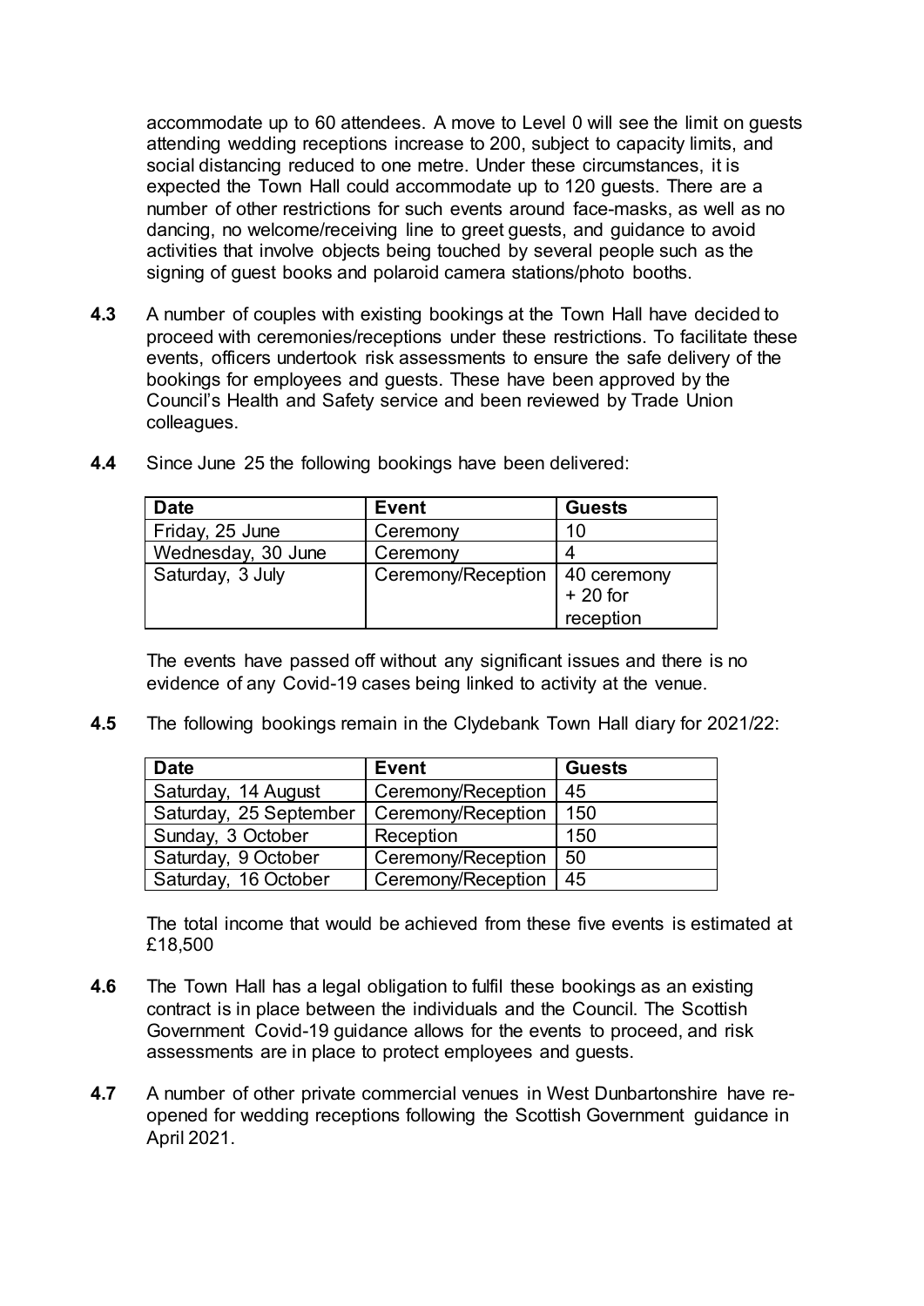accommodate up to 60 attendees. A move to Level 0 will see the limit on guests attending wedding receptions increase to 200, subject to capacity limits, and social distancing reduced to one metre. Under these circumstances, it is expected the Town Hall could accommodate up to 120 guests. There are a number of other restrictions for such events around face-masks, as well as no dancing, no welcome/receiving line to greet guests, and guidance to avoid activities that involve objects being touched by several people such as the signing of guest books and polaroid camera stations/photo booths.

**4.3** A number of couples with existing bookings at the Town Hall have decided to proceed with ceremonies/receptions under these restrictions. To facilitate these events, officers undertook risk assessments to ensure the safe delivery of the bookings for employees and guests. These have been approved by the Council's Health and Safety service and been reviewed by Trade Union colleagues.

**4.4** Since June 25 the following bookings have been delivered:

| Date | Event | Guests |
|---|---|---|
| Friday, 25 June | Ceremony | 10 |
| Wednesday, 30 June | Ceremony | 4 |
| Saturday, 3 July | Ceremony/Reception | 40 ceremony + 20 for reception |

The events have passed off without any significant issues and there is no evidence of any Covid-19 cases being linked to activity at the venue.

**4.5** The following bookings remain in the Clydebank Town Hall diary for 2021/22:

| Date | Event | Guests |
|---|---|---|
| Saturday, 14 August | Ceremony/Reception | 45 |
| Saturday, 25 September | Ceremony/Reception | 150 |
| Sunday, 3 October | Reception | 150 |
| Saturday, 9 October | Ceremony/Reception | 50 |
| Saturday, 16 October | Ceremony/Reception | 45 |

The total income that would be achieved from these five events is estimated at £18,500

**4.6** The Town Hall has a legal obligation to fulfil these bookings as an existing contract is in place between the individuals and the Council. The Scottish Government Covid-19 guidance allows for the events to proceed, and risk assessments are in place to protect employees and guests.

**4.7** A number of other private commercial venues in West Dunbartonshire have re-opened for wedding receptions following the Scottish Government guidance in April 2021.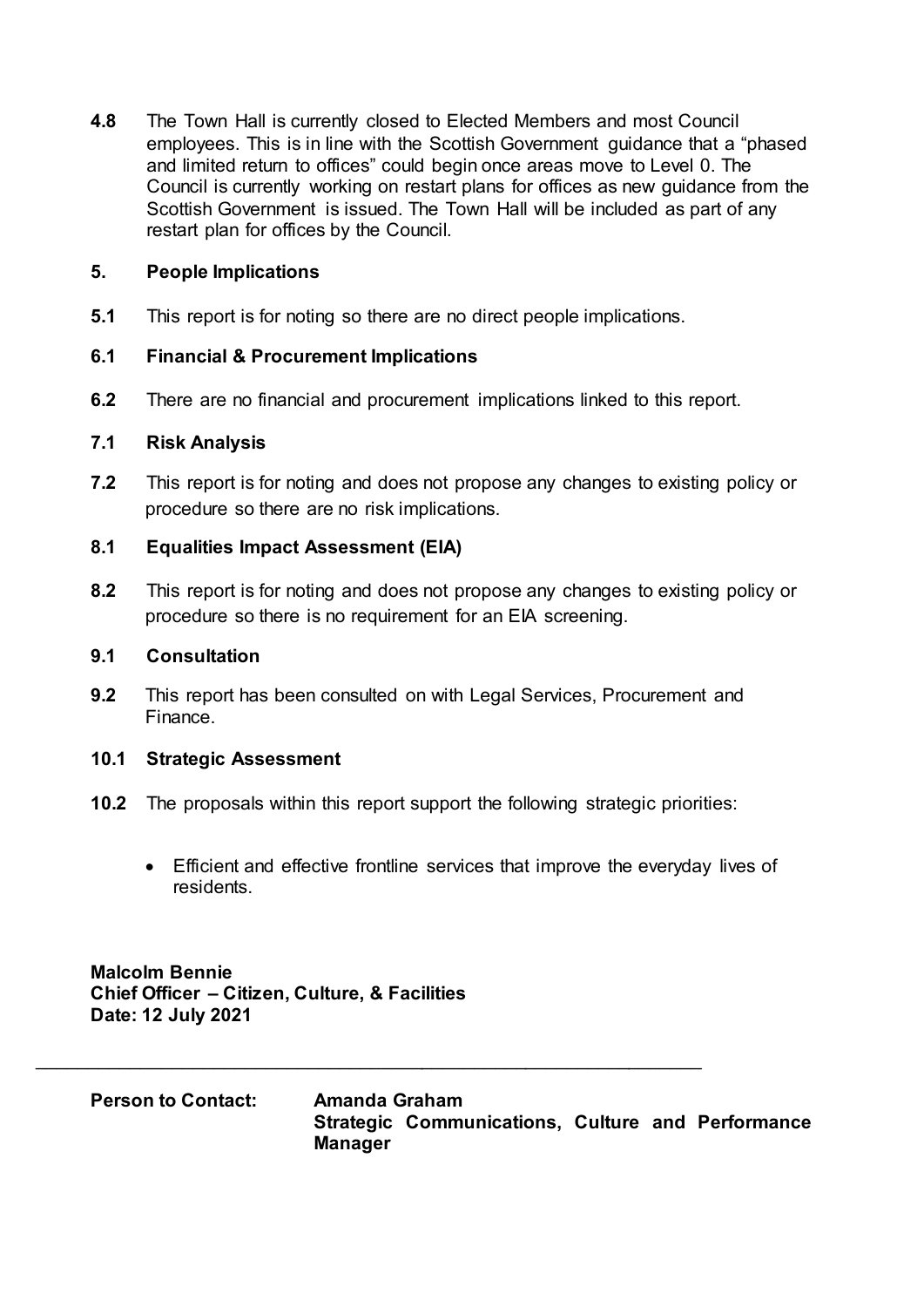**4.8** The Town Hall is currently closed to Elected Members and most Council employees. This is in line with the Scottish Government guidance that a "phased and limited return to offices" could begin once areas move to Level 0. The Council is currently working on restart plans for offices as new guidance from the Scottish Government is issued. The Town Hall will be included as part of any restart plan for offices by the Council.

## 5. People Implications

**5.1** This report is for noting so there are no direct people implications.

## 6.1 Financial & Procurement Implications

**6.2** There are no financial and procurement implications linked to this report.

## 7.1 Risk Analysis

**7.2** This report is for noting and does not propose any changes to existing policy or procedure so there are no risk implications.

## 8.1 Equalities Impact Assessment (EIA)

**8.2** This report is for noting and does not propose any changes to existing policy or procedure so there is no requirement for an EIA screening.

## 9.1 Consultation

**9.2** This report has been consulted on with Legal Services, Procurement and Finance.

## 10.1 Strategic Assessment

**10.2** The proposals within this report support the following strategic priorities:

- Efficient and effective frontline services that improve the everyday lives of residents.

**Malcolm Bennie**
**Chief Officer – Citizen, Culture, & Facilities**
**Date: 12 July 2021**

---

**Person to Contact:** **Amanda Graham**
**Strategic Communications, Culture and Performance Manager**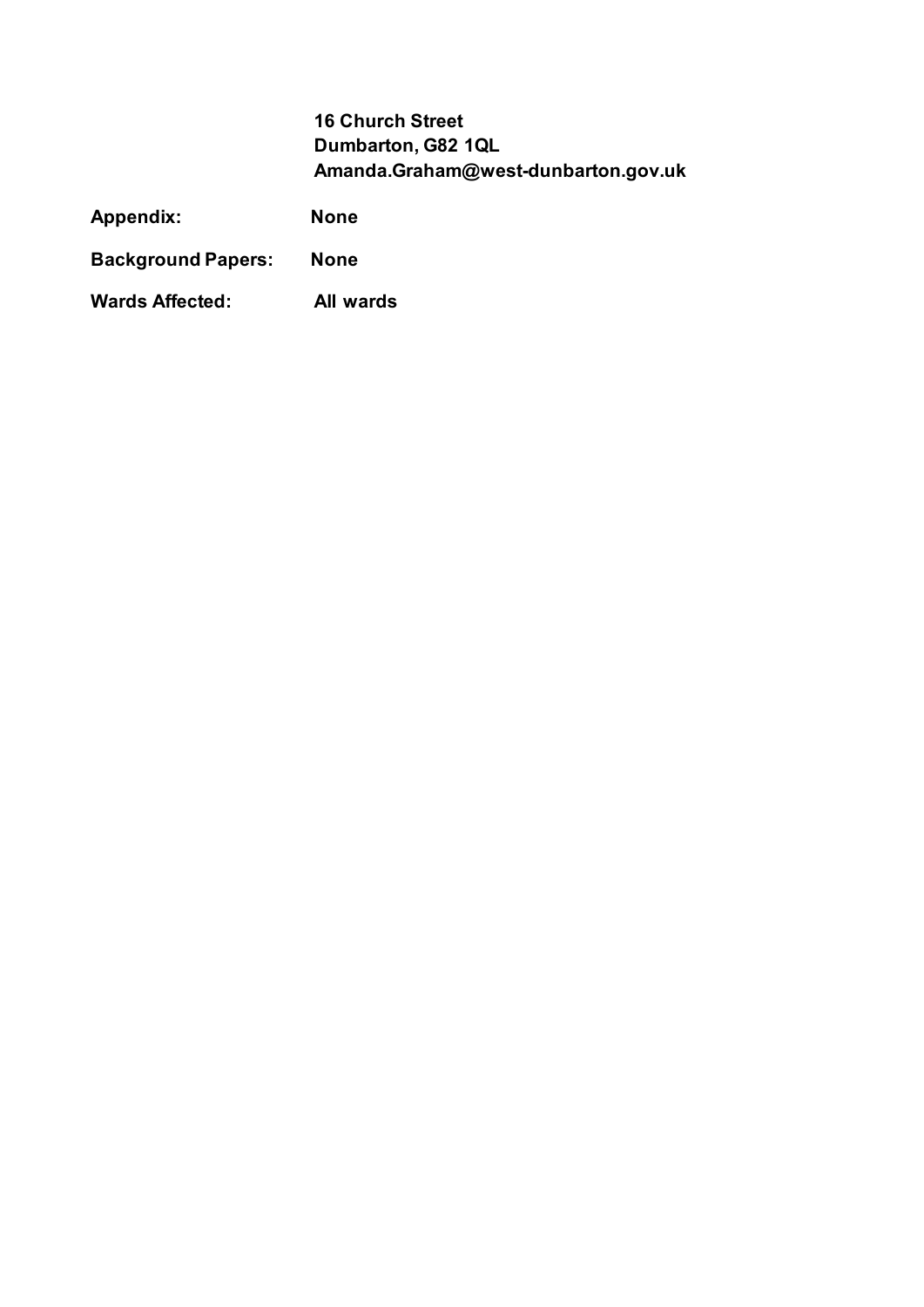**16 Church Street**
**Dumbarton, G82 1QL**
**Amanda.Graham@west-dunbarton.gov.uk**

| | |
|---|---|
| **Appendix:** | **None** |
| **Background Papers:** | **None** |
| **Wards Affected:** | **All wards** |